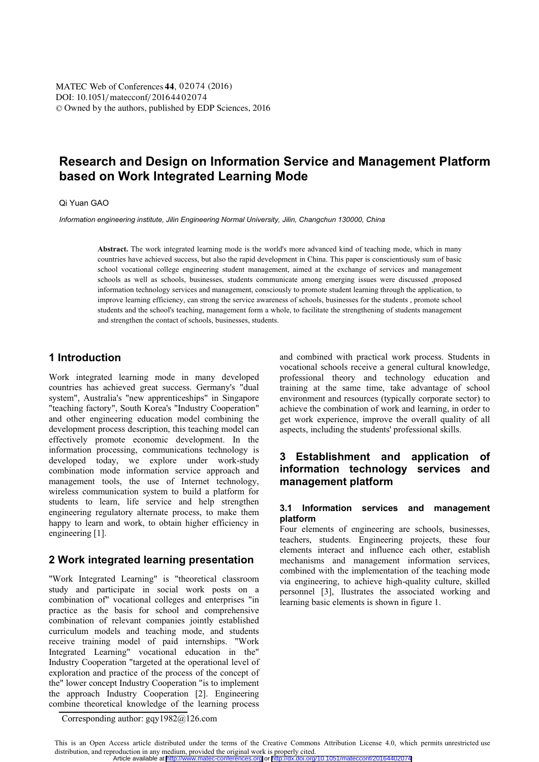# Research and Design on Information Service and Management Platform based on Work Integrated Learning Mode

Qi Yuan GAO

*Information engineering institute, Jilin Engineering Normal University, Jilin, Changchun 130000, China*

**Abstract.** The work integrated learning mode is the world's more advanced kind of teaching mode, which in many countries have achieved success, but also the rapid development in China. This paper is conscientiously sum of basic school vocational college engineering student management, aimed at the exchange of services and management schools as well as schools, businesses, students communicate among emerging issues were discussed ,proposed information technology services and management, consciously to promote student learning through the application, to improve learning efficiency, can strong the service awareness of schools, businesses for the students , promote school students and the school's teaching, management form a whole, to facilitate the strengthening of students management and strengthen the contact of schools, businesses, students.

## 1 Introduction

Work integrated learning mode in many developed countries has achieved great success. Germany's "dual system", Australia's "new apprenticeships" in Singapore "teaching factory", South Korea's "Industry Cooperation" and other engineering education model combining the development process description, this teaching model can effectively promote economic development. In the information processing, communications technology is developed today, we explore under work-study combination mode information service approach and management tools, the use of Internet technology, wireless communication system to build a platform for students to learn, life service and help strengthen engineering regulatory alternate process, to make them happy to learn and work, to obtain higher efficiency in engineering [1].

## 2 Work integrated learning presentation

"Work Integrated Learning" is "theoretical classroom study and participate in social work posts on a combination of" vocational colleges and enterprises "in practice as the basis for school and comprehensive combination of relevant companies jointly established curriculum models and teaching mode, and students receive training model of paid internships. "Work Integrated Learning" vocational education in the" Industry Cooperation "targeted at the operational level of exploration and practice of the process of the concept of the" lower concept Industry Cooperation "is to implement the approach Industry Cooperation [2]. Engineering combine theoretical knowledge of the learning process and combined with practical work process. Students in vocational schools receive a general cultural knowledge, professional theory and technology education and training at the same time, take advantage of school environment and resources (typically corporate sector) to achieve the combination of work and learning, in order to get work experience, improve the overall quality of all aspects, including the students' professional skills.

## 3 Establishment and application of information technology services and management platform

### 3.1 Information services and management platform

Four elements of engineering are schools, businesses, teachers, students. Engineering projects, these four elements interact and influence each other, establish mechanisms and management information services, combined with the implementation of the teaching mode via engineering, to achieve high-quality culture, skilled personnel [3], llustrates the associated working and learning basic elements is shown in figure 1.

Corresponding author: gqy1982@126.com

This is an Open Access article distributed under the terms of the Creative Commons Attribution License 4.0, which permits unrestricted use distribution, and reproduction in any medium, provided the original work is properly cited.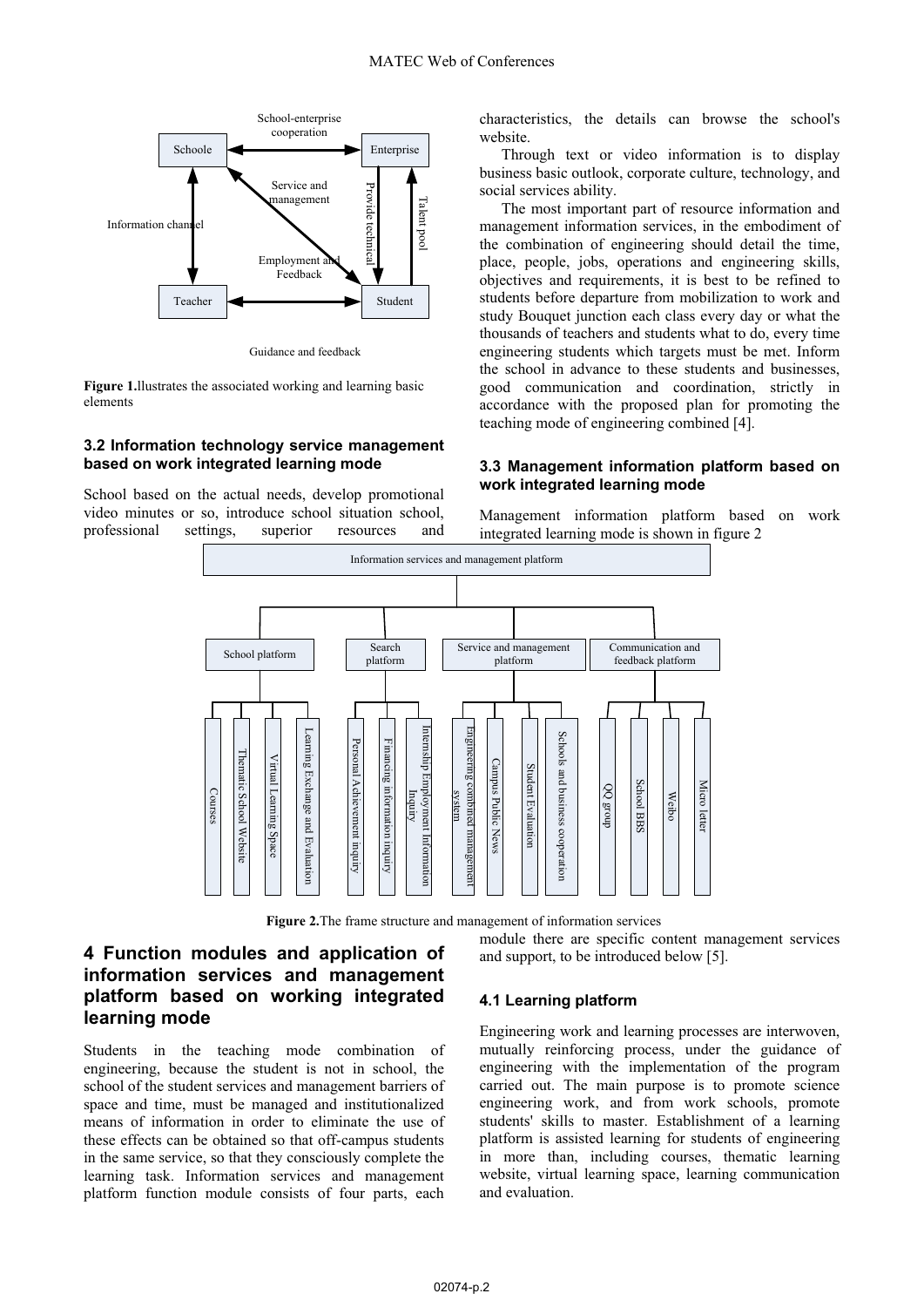Figure 1.llustrates the associated working and learning basic elements

### 3.2 Information technology service management based on work integrated learning mode

School based on the actual needs, develop promotional video minutes or so, introduce school situation school, professional settings, superior resources and characteristics, the details can browse the school's website.

Through text or video information is to display business basic outlook, corporate culture, technology, and social services ability.

The most important part of resource information and management information services, in the embodiment of the combination of engineering should detail the time, place, people, jobs, operations and engineering skills, objectives and requirements, it is best to be refined to students before departure from mobilization to work and study Bouquet junction each class every day or what the thousands of teachers and students what to do, every time engineering students which targets must be met. Inform the school in advance to these students and businesses, good communication and coordination, strictly in accordance with the proposed plan for promoting the teaching mode of engineering combined [4].

### 3.3 Management information platform based on work integrated learning mode

Management information platform based on work integrated learning mode is shown in figure 2

Figure 2.The frame structure and management of information services

## 4 Function modules and application of information services and management platform based on working integrated learning mode

Students in the teaching mode combination of engineering, because the student is not in school, the school of the student services and management barriers of space and time, must be managed and institutionalized means of information in order to eliminate the use of these effects can be obtained so that off-campus students in the same service, so that they consciously complete the learning task. Information services and management platform function module consists of four parts, each module there are specific content management services and support, to be introduced below [5].

### 4.1 Learning platform

Engineering work and learning processes are interwoven, mutually reinforcing process, under the guidance of engineering with the implementation of the program carried out. The main purpose is to promote science engineering work, and from work schools, promote students' skills to master. Establishment of a learning platform is assisted learning for students of engineering in more than, including courses, thematic learning website, virtual learning space, learning communication and evaluation.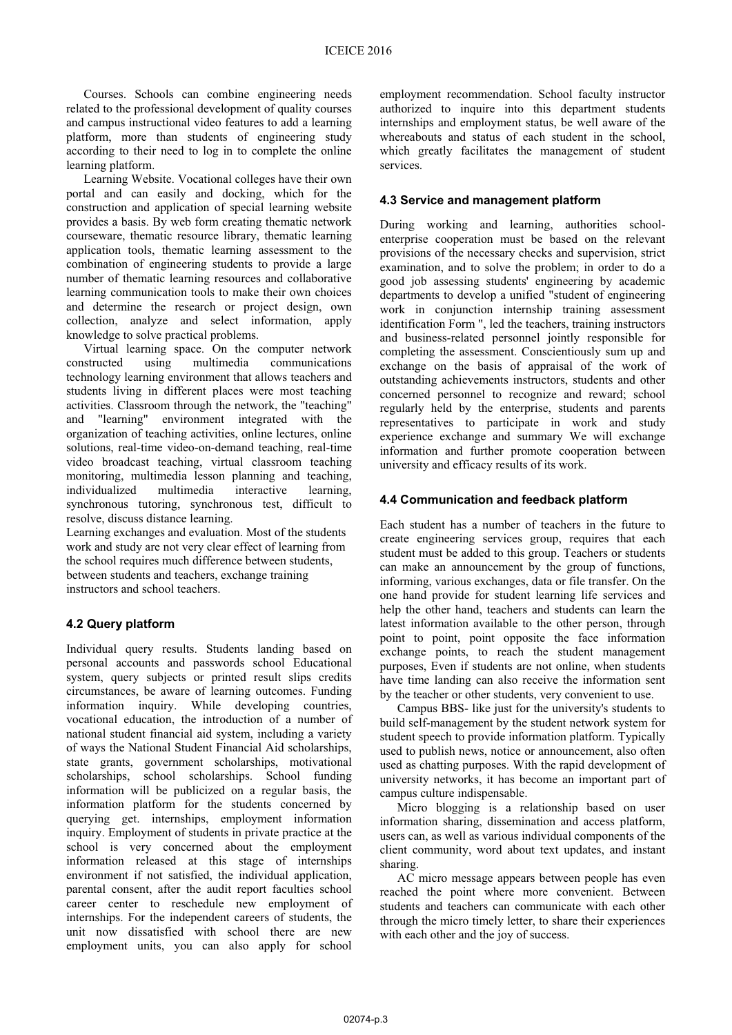Courses. Schools can combine engineering needs related to the professional development of quality courses and campus instructional video features to add a learning platform, more than students of engineering study according to their need to log in to complete the online learning platform.

Learning Website. Vocational colleges have their own portal and can easily and docking, which for the construction and application of special learning website provides a basis. By web form creating thematic network courseware, thematic resource library, thematic learning application tools, thematic learning assessment to the combination of engineering students to provide a large number of thematic learning resources and collaborative learning communication tools to make their own choices and determine the research or project design, own collection, analyze and select information, apply knowledge to solve practical problems.

Virtual learning space. On the computer network constructed using multimedia communications technology learning environment that allows teachers and students living in different places were most teaching activities. Classroom through the network, the "teaching" and "learning" environment integrated with the organization of teaching activities, online lectures, online solutions, real-time video-on-demand teaching, real-time video broadcast teaching, virtual classroom teaching monitoring, multimedia lesson planning and teaching, individualized multimedia interactive learning, synchronous tutoring, synchronous test, difficult to resolve, discuss distance learning.

Learning exchanges and evaluation. Most of the students work and study are not very clear effect of learning from the school requires much difference between students, between students and teachers, exchange training instructors and school teachers.

### 4.2 Query platform

Individual query results. Students landing based on personal accounts and passwords school Educational system, query subjects or printed result slips credits circumstances, be aware of learning outcomes. Funding information inquiry. While developing countries, vocational education, the introduction of a number of national student financial aid system, including a variety of ways the National Student Financial Aid scholarships, state grants, government scholarships, motivational scholarships, school scholarships. School funding information will be publicized on a regular basis, the information platform for the students concerned by querying get. internships, employment information inquiry. Employment of students in private practice at the school is very concerned about the employment information released at this stage of internships environment if not satisfied, the individual application, parental consent, after the audit report faculties school career center to reschedule new employment of internships. For the independent careers of students, the unit now dissatisfied with school there are new employment units, you can also apply for school employment recommendation. School faculty instructor authorized to inquire into this department students internships and employment status, be well aware of the whereabouts and status of each student in the school, which greatly facilitates the management of student services.

### 4.3 Service and management platform

During working and learning, authorities school-enterprise cooperation must be based on the relevant provisions of the necessary checks and supervision, strict examination, and to solve the problem; in order to do a good job assessing students' engineering by academic departments to develop a unified "student of engineering work in conjunction internship training assessment identification Form ", led the teachers, training instructors and business-related personnel jointly responsible for completing the assessment. Conscientiously sum up and exchange on the basis of appraisal of the work of outstanding achievements instructors, students and other concerned personnel to recognize and reward; school regularly held by the enterprise, students and parents representatives to participate in work and study experience exchange and summary We will exchange information and further promote cooperation between university and efficacy results of its work.

### 4.4 Communication and feedback platform

Each student has a number of teachers in the future to create engineering services group, requires that each student must be added to this group. Teachers or students can make an announcement by the group of functions, informing, various exchanges, data or file transfer. On the one hand provide for student learning life services and help the other hand, teachers and students can learn the latest information available to the other person, through point to point, point opposite the face information exchange points, to reach the student management purposes, Even if students are not online, when students have time landing can also receive the information sent by the teacher or other students, very convenient to use.

Campus BBS- like just for the university's students to build self-management by the student network system for student speech to provide information platform. Typically used to publish news, notice or announcement, also often used as chatting purposes. With the rapid development of university networks, it has become an important part of campus culture indispensable.

Micro blogging is a relationship based on user information sharing, dissemination and access platform, users can, as well as various individual components of the client community, word about text updates, and instant sharing.

AC micro message appears between people has even reached the point where more convenient. Between students and teachers can communicate with each other through the micro timely letter, to share their experiences with each other and the joy of success.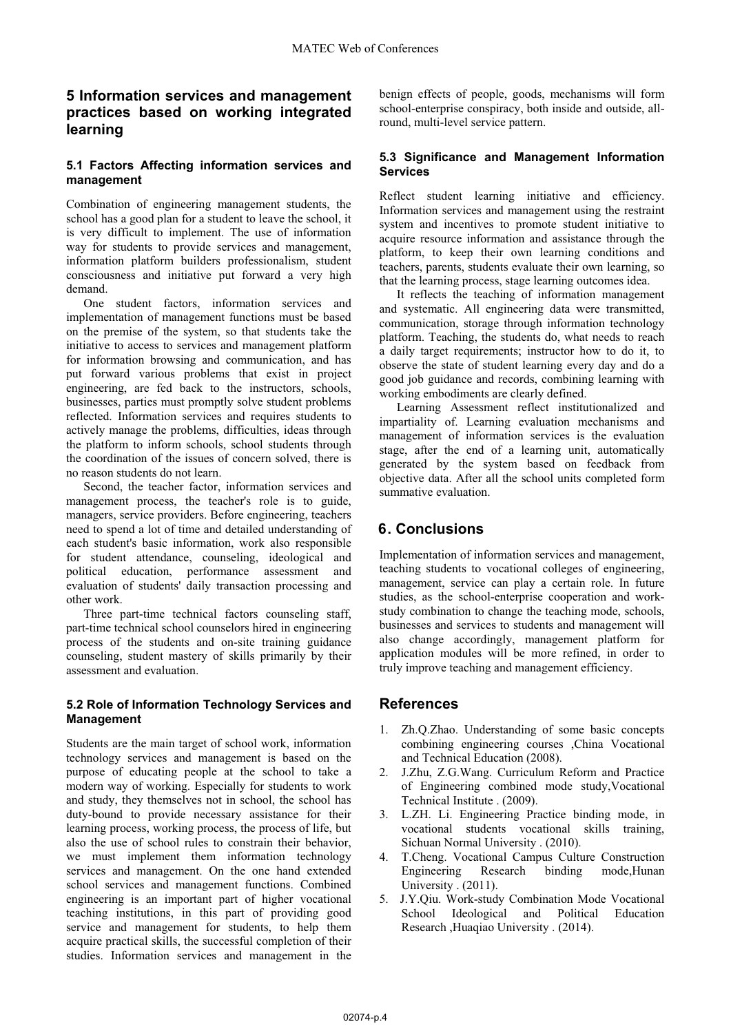## 5 Information services and management practices based on working integrated learning

### 5.1 Factors Affecting information services and management

Combination of engineering management students, the school has a good plan for a student to leave the school, it is very difficult to implement. The use of information way for students to provide services and management, information platform builders professionalism, student consciousness and initiative put forward a very high demand.

One student factors, information services and implementation of management functions must be based on the premise of the system, so that students take the initiative to access to services and management platform for information browsing and communication, and has put forward various problems that exist in project engineering, are fed back to the instructors, schools, businesses, parties must promptly solve student problems reflected. Information services and requires students to actively manage the problems, difficulties, ideas through the platform to inform schools, school students through the coordination of the issues of concern solved, there is no reason students do not learn.

Second, the teacher factor, information services and management process, the teacher's role is to guide, managers, service providers. Before engineering, teachers need to spend a lot of time and detailed understanding of each student's basic information, work also responsible for student attendance, counseling, ideological and political education, performance assessment and evaluation of students' daily transaction processing and other work.

Three part-time technical factors counseling staff, part-time technical school counselors hired in engineering process of the students and on-site training guidance counseling, student mastery of skills primarily by their assessment and evaluation.

### 5.2 Role of Information Technology Services and Management

Students are the main target of school work, information technology services and management is based on the purpose of educating people at the school to take a modern way of working. Especially for students to work and study, they themselves not in school, the school has duty-bound to provide necessary assistance for their learning process, working process, the process of life, but also the use of school rules to constrain their behavior, we must implement them information technology services and management. On the one hand extended school services and management functions. Combined engineering is an important part of higher vocational teaching institutions, in this part of providing good service and management for students, to help them acquire practical skills, the successful completion of their studies. Information services and management in the benign effects of people, goods, mechanisms will form school-enterprise conspiracy, both inside and outside, all-round, multi-level service pattern.

### 5.3 Significance and Management Information Services

Reflect student learning initiative and efficiency. Information services and management using the restraint system and incentives to promote student initiative to acquire resource information and assistance through the platform, to keep their own learning conditions and teachers, parents, students evaluate their own learning, so that the learning process, stage learning outcomes idea.

It reflects the teaching of information management and systematic. All engineering data were transmitted, communication, storage through information technology platform. Teaching, the students do, what needs to reach a daily target requirements; instructor how to do it, to observe the state of student learning every day and do a good job guidance and records, combining learning with working embodiments are clearly defined.

Learning Assessment reflect institutionalized and impartiality of. Learning evaluation mechanisms and management of information services is the evaluation stage, after the end of a learning unit, automatically generated by the system based on feedback from objective data. After all the school units completed form summative evaluation.

## 6. Conclusions

Implementation of information services and management, teaching students to vocational colleges of engineering, management, service can play a certain role. In future studies, as the school-enterprise cooperation and work-study combination to change the teaching mode, schools, businesses and services to students and management will also change accordingly, management platform for application modules will be more refined, in order to truly improve teaching and management efficiency.

## References

1. Zh.Q.Zhao. Understanding of some basic concepts combining engineering courses ,China Vocational and Technical Education (2008).
2. J.Zhu, Z.G.Wang. Curriculum Reform and Practice of Engineering combined mode study,Vocational Technical Institute . (2009).
3. L.ZH. Li. Engineering Practice binding mode, in vocational students vocational skills training, Sichuan Normal University . (2010).
4. T.Cheng. Vocational Campus Culture Construction Engineering Research binding mode,Hunan University . (2011).
5. J.Y.Qiu. Work-study Combination Mode Vocational School Ideological and Political Education Research ,Huaqiao University . (2014).